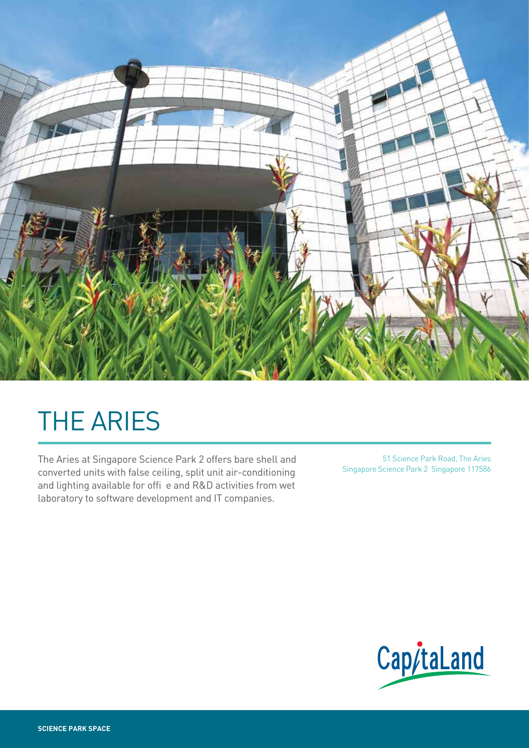# THE ARIES

The Aries at Singapore Science Park 2 offers bare shell and converted units with false ceiling, split unit air-conditioning and lighting available for offi e and R&D activities from wet laboratory to software development and IT companies.

51 Science Park Road, The Aries
Singapore Science Park 2 Singapore 117586

CapitaLand

**SCIENCE PARK SPACE**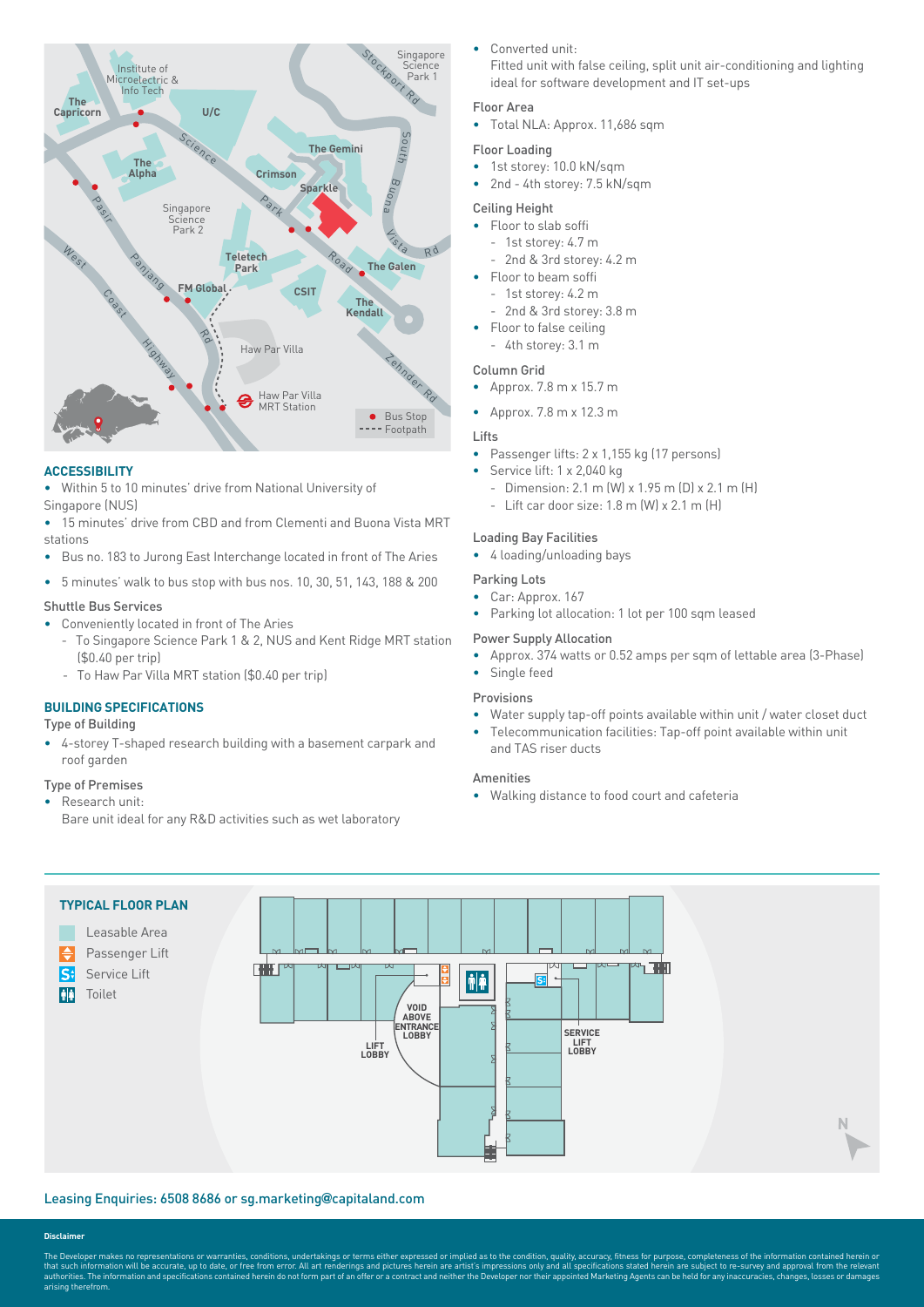Institute of Microelectric & Info Tech
The Capricorn
U/C
Singapore Science Park 1
Stockport Rd
The Alpha
Science
The Gemini
South Buona Vista Rd
Crimson
Sparkle
Singapore Science Park 2
Park Road
Pasir
West Coast Highway
Panjang Rd
Teletech Park
The Galen
FM Global
CSIT
The Kendall
Haw Par Villa
Zehnder Rd
Haw Par Villa MRT Station
Bus Stop
Footpath

## ACCESSIBILITY

- Within 5 to 10 minutes' drive from National University of Singapore (NUS)
- 15 minutes' drive from CBD and from Clementi and Buona Vista MRT stations
- Bus no. 183 to Jurong East Interchange located in front of The Aries
- 5 minutes' walk to bus stop with bus nos. 10, 30, 51, 143, 188 & 200

### Shuttle Bus Services

- Conveniently located in front of The Aries
  - To Singapore Science Park 1 & 2, NUS and Kent Ridge MRT station ($0.40 per trip)
  - To Haw Par Villa MRT station ($0.40 per trip)

## BUILDING SPECIFICATIONS

### Type of Building

- 4-storey T-shaped research building with a basement carpark and roof garden

### Type of Premises

- Research unit:
  Bare unit ideal for any R&D activities such as wet laboratory
- Converted unit:
  Fitted unit with false ceiling, split unit air-conditioning and lighting ideal for software development and IT set-ups

### Floor Area

- Total NLA: Approx. 11,686 sqm

### Floor Loading

- 1st storey: 10.0 kN/sqm
- 2nd - 4th storey: 7.5 kN/sqm

### Ceiling Height

- Floor to slab soffi
  - 1st storey: 4.7 m
  - 2nd & 3rd storey: 4.2 m
- Floor to beam soffi
  - 1st storey: 4.2 m
  - 2nd & 3rd storey: 3.8 m
- Floor to false ceiling
  - 4th storey: 3.1 m

### Column Grid

- Approx. 7.8 m x 15.7 m
- Approx. 7.8 m x 12.3 m

### Lifts

- Passenger lifts: 2 x 1,155 kg (17 persons)
- Service lift: 1 x 2,040 kg
  - Dimension: 2.1 m (W) x 1.95 m (D) x 2.1 m (H)
  - Lift car door size: 1.8 m (W) x 2.1 m (H)

### Loading Bay Facilities

- 4 loading/unloading bays

### Parking Lots

- Car: Approx. 167
- Parking lot allocation: 1 lot per 100 sqm leased

### Power Supply Allocation

- Approx. 374 watts or 0.52 amps per sqm of lettable area (3-Phase)
- Single feed

### Provisions

- Water supply tap-off points available within unit / water closet duct
- Telecommunication facilities: Tap-off point available within unit and TAS riser ducts

### Amenities

- Walking distance to food court and cafeteria

## TYPICAL FLOOR PLAN

Leasable Area
Passenger Lift
Service Lift
Toilet

VOID ABOVE ENTRANCE LOBBY
LIFT LOBBY
SERVICE LIFT LOBBY
N

Leasing Enquiries: 6508 8686 or sg.marketing@capitaland.com

**Disclaimer**

The Developer makes no representations or warranties, conditions, undertakings or terms either expressed or implied as to the condition, quality, accuracy, fitness for purpose, completeness of the information contained herein or that such information will be accurate, up to date, or free from error. All art renderings and pictures herein are artist's impressions only and all specifications stated herein are subject to re-survey and approval from the relevant authorities. The information and specifications contained herein do not form part of an offer or a contract and neither the Developer nor their appointed Marketing Agents can be held for any inaccuracies, changes, losses or damages arising therefrom.